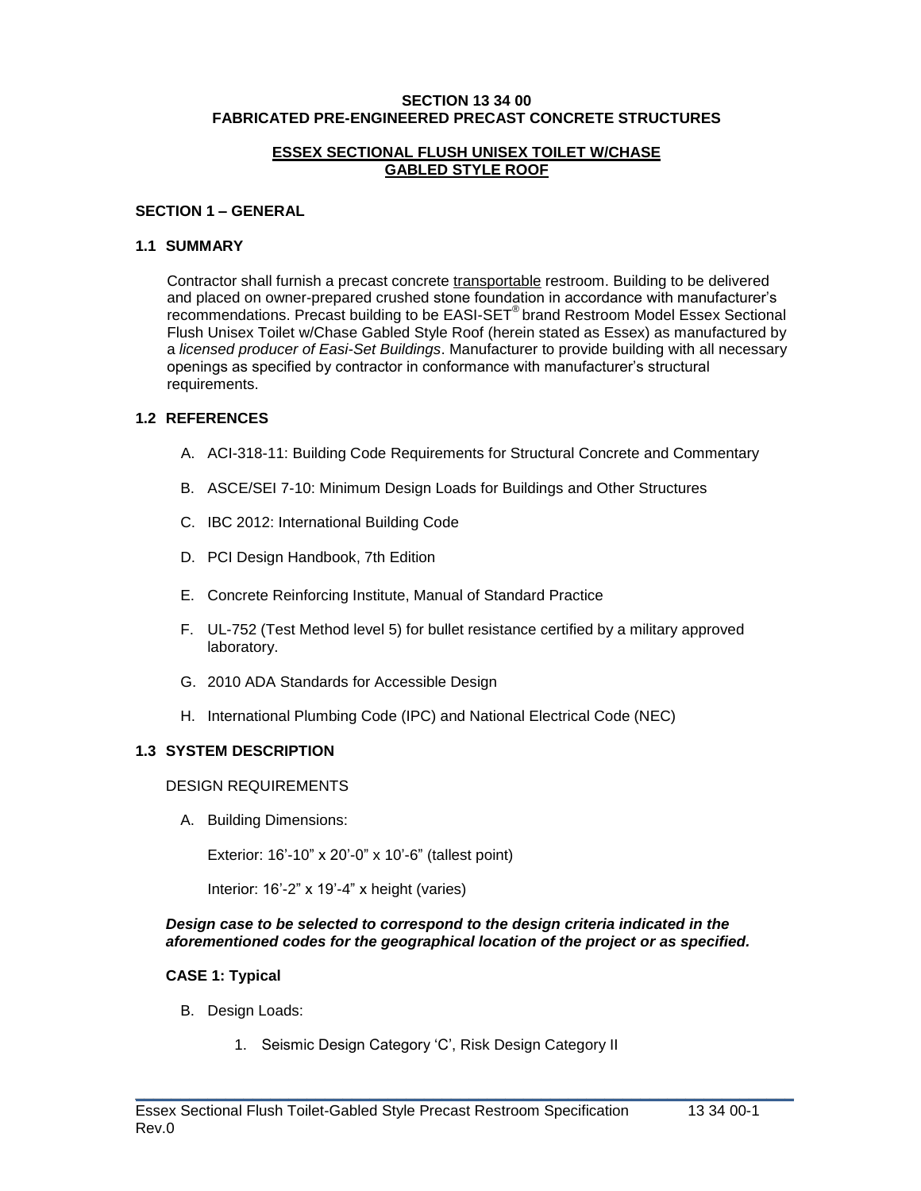**SECTION 13 34 00**
**FABRICATED PRE-ENGINEERED PRECAST CONCRETE STRUCTURES**

**ESSEX SECTIONAL FLUSH UNISEX TOILET W/CHASE**
**GABLED STYLE ROOF**

## SECTION 1 – GENERAL

### 1.1 SUMMARY

Contractor shall furnish a precast concrete transportable restroom. Building to be delivered and placed on owner-prepared crushed stone foundation in accordance with manufacturer's recommendations. Precast building to be EASI-SET® brand Restroom Model Essex Sectional Flush Unisex Toilet w/Chase Gabled Style Roof (herein stated as Essex) as manufactured by a *licensed producer of Easi-Set Buildings*. Manufacturer to provide building with all necessary openings as specified by contractor in conformance with manufacturer's structural requirements.

### 1.2 REFERENCES

A. ACI-318-11: Building Code Requirements for Structural Concrete and Commentary

B. ASCE/SEI 7-10: Minimum Design Loads for Buildings and Other Structures

C. IBC 2012: International Building Code

D. PCI Design Handbook, 7th Edition

E. Concrete Reinforcing Institute, Manual of Standard Practice

F. UL-752 (Test Method level 5) for bullet resistance certified by a military approved laboratory.

G. 2010 ADA Standards for Accessible Design

H. International Plumbing Code (IPC) and National Electrical Code (NEC)

### 1.3 SYSTEM DESCRIPTION

DESIGN REQUIREMENTS

A. Building Dimensions:

Exterior: 16'-10" x 20'-0" x 10'-6" (tallest point)

Interior: 16'-2" x 19'-4" x height (varies)

***Design case to be selected to correspond to the design criteria indicated in the aforementioned codes for the geographical location of the project or as specified.***

**CASE 1: Typical**

B. Design Loads:

1. Seismic Design Category 'C', Risk Design Category II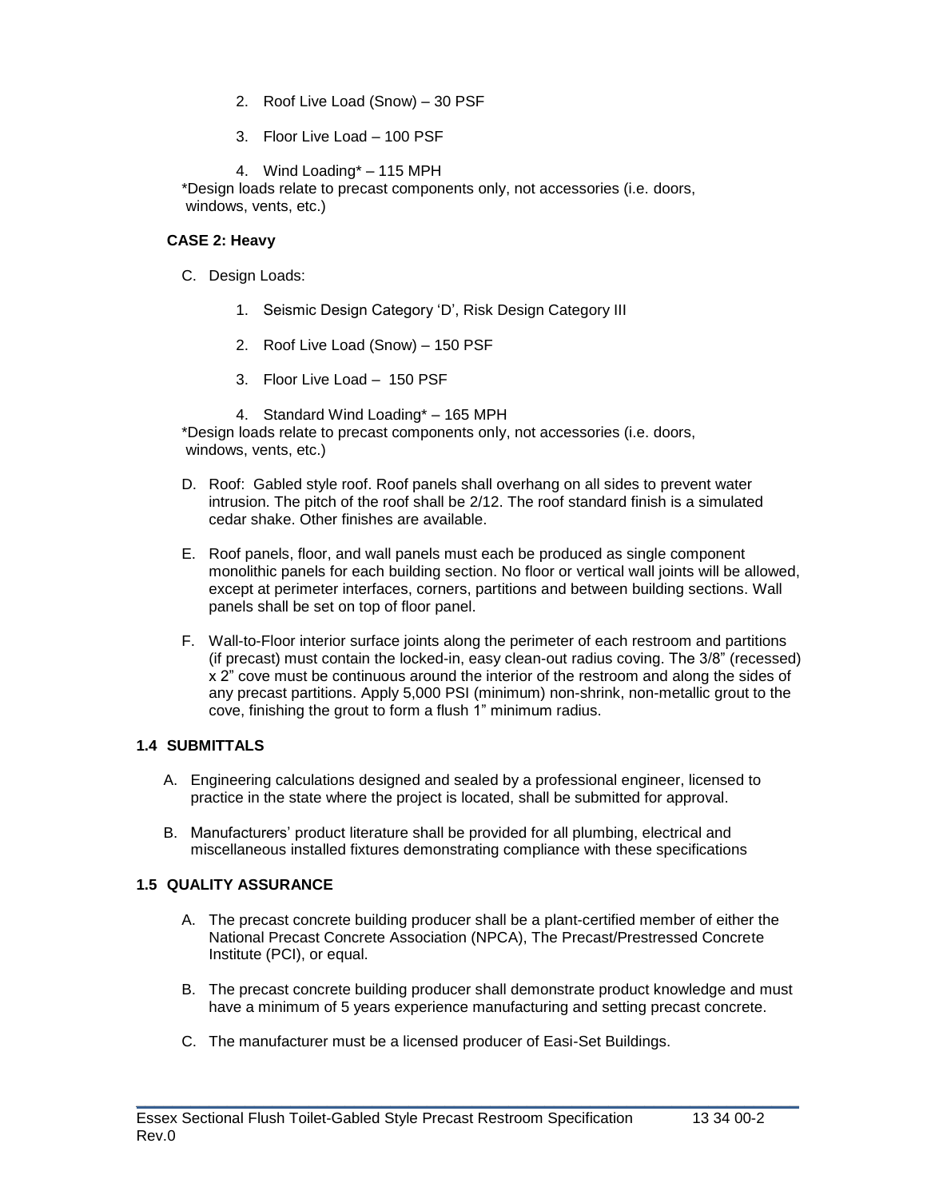2. Roof Live Load (Snow) – 30 PSF

3. Floor Live Load – 100 PSF

4. Wind Loading* – 115 MPH

*Design loads relate to precast components only, not accessories (i.e. doors, windows, vents, etc.)

**CASE 2: Heavy**

C. Design Loads:

1. Seismic Design Category 'D', Risk Design Category III

2. Roof Live Load (Snow) – 150 PSF

3. Floor Live Load – 150 PSF

4. Standard Wind Loading* – 165 MPH

*Design loads relate to precast components only, not accessories (i.e. doors, windows, vents, etc.)

D. Roof: Gabled style roof. Roof panels shall overhang on all sides to prevent water intrusion. The pitch of the roof shall be 2/12. The roof standard finish is a simulated cedar shake. Other finishes are available.

E. Roof panels, floor, and wall panels must each be produced as single component monolithic panels for each building section. No floor or vertical wall joints will be allowed, except at perimeter interfaces, corners, partitions and between building sections. Wall panels shall be set on top of floor panel.

F. Wall-to-Floor interior surface joints along the perimeter of each restroom and partitions (if precast) must contain the locked-in, easy clean-out radius coving. The 3/8" (recessed) x 2" cove must be continuous around the interior of the restroom and along the sides of any precast partitions. Apply 5,000 PSI (minimum) non-shrink, non-metallic grout to the cove, finishing the grout to form a flush 1" minimum radius.

### 1.4 SUBMITTALS

A. Engineering calculations designed and sealed by a professional engineer, licensed to practice in the state where the project is located, shall be submitted for approval.

B. Manufacturers' product literature shall be provided for all plumbing, electrical and miscellaneous installed fixtures demonstrating compliance with these specifications

### 1.5 QUALITY ASSURANCE

A. The precast concrete building producer shall be a plant-certified member of either the National Precast Concrete Association (NPCA), The Precast/Prestressed Concrete Institute (PCI), or equal.

B. The precast concrete building producer shall demonstrate product knowledge and must have a minimum of 5 years experience manufacturing and setting precast concrete.

C. The manufacturer must be a licensed producer of Easi-Set Buildings.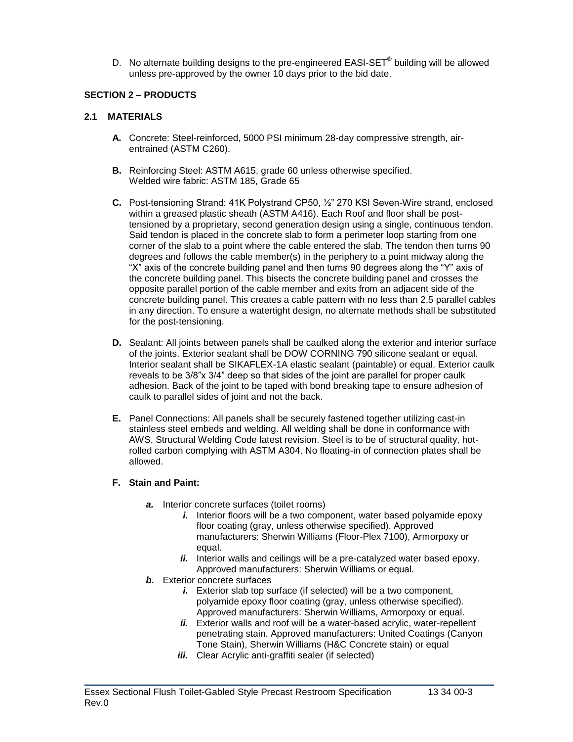D. No alternate building designs to the pre-engineered EASI-SET® building will be allowed unless pre-approved by the owner 10 days prior to the bid date.

## SECTION 2 – PRODUCTS

### 2.1 MATERIALS

**A.** Concrete: Steel-reinforced, 5000 PSI minimum 28-day compressive strength, air-entrained (ASTM C260).

**B.** Reinforcing Steel: ASTM A615, grade 60 unless otherwise specified.
Welded wire fabric: ASTM 185, Grade 65

**C.** Post-tensioning Strand: 41K Polystrand CP50, ½" 270 KSI Seven-Wire strand, enclosed within a greased plastic sheath (ASTM A416). Each Roof and floor shall be post-tensioned by a proprietary, second generation design using a single, continuous tendon. Said tendon is placed in the concrete slab to form a perimeter loop starting from one corner of the slab to a point where the cable entered the slab. The tendon then turns 90 degrees and follows the cable member(s) in the periphery to a point midway along the "X" axis of the concrete building panel and then turns 90 degrees along the "Y" axis of the concrete building panel. This bisects the concrete building panel and crosses the opposite parallel portion of the cable member and exits from an adjacent side of the concrete building panel. This creates a cable pattern with no less than 2.5 parallel cables in any direction. To ensure a watertight design, no alternate methods shall be substituted for the post-tensioning.

**D.** Sealant: All joints between panels shall be caulked along the exterior and interior surface of the joints. Exterior sealant shall be DOW CORNING 790 silicone sealant or equal. Interior sealant shall be SIKAFLEX-1A elastic sealant (paintable) or equal. Exterior caulk reveals to be 3/8"x 3/4" deep so that sides of the joint are parallel for proper caulk adhesion. Back of the joint to be taped with bond breaking tape to ensure adhesion of caulk to parallel sides of joint and not the back.

**E.** Panel Connections: All panels shall be securely fastened together utilizing cast-in stainless steel embeds and welding. All welding shall be done in conformance with AWS, Structural Welding Code latest revision. Steel is to be of structural quality, hot-rolled carbon complying with ASTM A304. No floating-in of connection plates shall be allowed.

**F. Stain and Paint:**

- ***a.*** Interior concrete surfaces (toilet rooms)
  - ***i.*** Interior floors will be a two component, water based polyamide epoxy floor coating (gray, unless otherwise specified). Approved manufacturers: Sherwin Williams (Floor-Plex 7100), Armorpoxy or equal.
  - ***ii.*** Interior walls and ceilings will be a pre-catalyzed water based epoxy. Approved manufacturers: Sherwin Williams or equal.
- ***b.*** Exterior concrete surfaces
  - ***i.*** Exterior slab top surface (if selected) will be a two component, polyamide epoxy floor coating (gray, unless otherwise specified). Approved manufacturers: Sherwin Williams, Armorpoxy or equal.
  - ***ii.*** Exterior walls and roof will be a water-based acrylic, water-repellent penetrating stain. Approved manufacturers: United Coatings (Canyon Tone Stain), Sherwin Williams (H&C Concrete stain) or equal
  - ***iii.*** Clear Acrylic anti-graffiti sealer (if selected)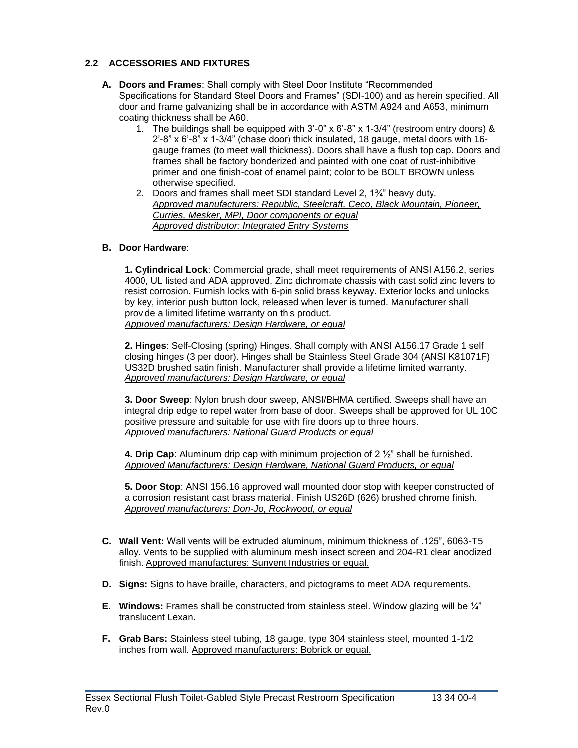### 2.2 ACCESSORIES AND FIXTURES

**A. Doors and Frames**: Shall comply with Steel Door Institute "Recommended Specifications for Standard Steel Doors and Frames" (SDI-100) and as herein specified. All door and frame galvanizing shall be in accordance with ASTM A924 and A653, minimum coating thickness shall be A60.

1. The buildings shall be equipped with 3'-0" x 6'-8" x 1-3/4" (restroom entry doors) & 2'-8" x 6'-8" x 1-3/4" (chase door) thick insulated, 18 gauge, metal doors with 16-gauge frames (to meet wall thickness). Doors shall have a flush top cap. Doors and frames shall be factory bonderized and painted with one coat of rust-inhibitive primer and one finish-coat of enamel paint; color to be BOLT BROWN unless otherwise specified.
2. Doors and frames shall meet SDI standard Level 2, 1¾" heavy duty.
   *Approved manufacturers: Republic, Steelcraft, Ceco, Black Mountain, Pioneer, Curries, Mesker, MPI, Door components or equal*
   *Approved distributor: Integrated Entry Systems*

**B. Door Hardware**:

**1. Cylindrical Lock**: Commercial grade, shall meet requirements of ANSI A156.2, series 4000, UL listed and ADA approved. Zinc dichromate chassis with cast solid zinc levers to resist corrosion. Furnish locks with 6-pin solid brass keyway. Exterior locks and unlocks by key, interior push button lock, released when lever is turned. Manufacturer shall provide a limited lifetime warranty on this product.
*Approved manufacturers: Design Hardware, or equal*

**2. Hinges**: Self-Closing (spring) Hinges. Shall comply with ANSI A156.17 Grade 1 self closing hinges (3 per door). Hinges shall be Stainless Steel Grade 304 (ANSI K81071F) US32D brushed satin finish. Manufacturer shall provide a lifetime limited warranty.
*Approved manufacturers: Design Hardware, or equal*

**3. Door Sweep**: Nylon brush door sweep, ANSI/BHMA certified. Sweeps shall have an integral drip edge to repel water from base of door. Sweeps shall be approved for UL 10C positive pressure and suitable for use with fire doors up to three hours.
*Approved manufacturers: National Guard Products or equal*

**4. Drip Cap**: Aluminum drip cap with minimum projection of 2 ½" shall be furnished.
*Approved Manufacturers: Design Hardware, National Guard Products, or equal*

**5. Door Stop**: ANSI 156.16 approved wall mounted door stop with keeper constructed of a corrosion resistant cast brass material. Finish US26D (626) brushed chrome finish.
*Approved manufacturers: Don-Jo, Rockwood, or equal*

**C. Wall Vent:** Wall vents will be extruded aluminum, minimum thickness of .125", 6063-T5 alloy. Vents to be supplied with aluminum mesh insect screen and 204-R1 clear anodized finish. Approved manufactures: Sunvent Industries or equal.

**D. Signs:** Signs to have braille, characters, and pictograms to meet ADA requirements.

**E. Windows:** Frames shall be constructed from stainless steel. Window glazing will be ¼" translucent Lexan.

**F. Grab Bars:** Stainless steel tubing, 18 gauge, type 304 stainless steel, mounted 1-1/2 inches from wall. Approved manufacturers: Bobrick or equal.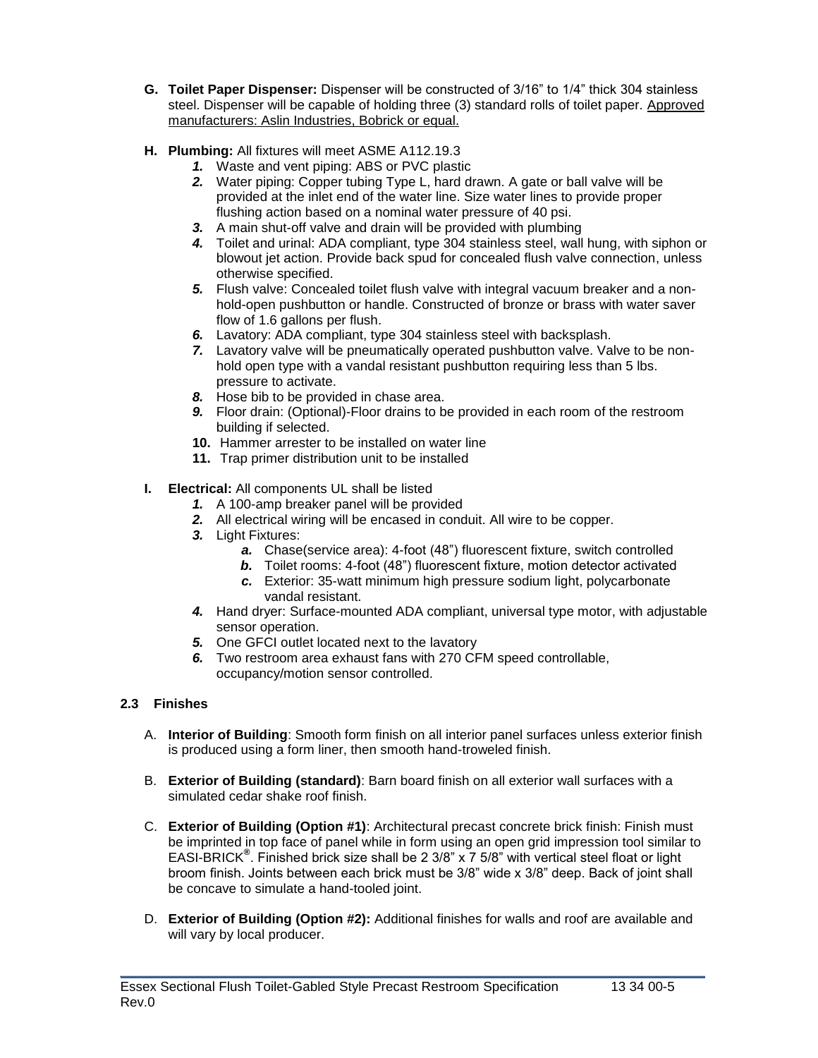**G. Toilet Paper Dispenser:** Dispenser will be constructed of 3/16" to 1/4" thick 304 stainless steel. Dispenser will be capable of holding three (3) standard rolls of toilet paper. Approved manufacturers: Aslin Industries, Bobrick or equal.

**H. Plumbing:** All fixtures will meet ASME A112.19.3

1. Waste and vent piping: ABS or PVC plastic
2. Water piping: Copper tubing Type L, hard drawn. A gate or ball valve will be provided at the inlet end of the water line. Size water lines to provide proper flushing action based on a nominal water pressure of 40 psi.
3. A main shut-off valve and drain will be provided with plumbing
4. Toilet and urinal: ADA compliant, type 304 stainless steel, wall hung, with siphon or blowout jet action. Provide back spud for concealed flush valve connection, unless otherwise specified.
5. Flush valve: Concealed toilet flush valve with integral vacuum breaker and a non-hold-open pushbutton or handle. Constructed of bronze or brass with water saver flow of 1.6 gallons per flush.
6. Lavatory: ADA compliant, type 304 stainless steel with backsplash.
7. Lavatory valve will be pneumatically operated pushbutton valve. Valve to be non-hold open type with a vandal resistant pushbutton requiring less than 5 lbs. pressure to activate.
8. Hose bib to be provided in chase area.
9. Floor drain: (Optional)-Floor drains to be provided in each room of the restroom building if selected.
10. Hammer arrester to be installed on water line
11. Trap primer distribution unit to be installed

**I. Electrical:** All components UL shall be listed

1. A 100-amp breaker panel will be provided
2. All electrical wiring will be encased in conduit. All wire to be copper.
3. Light Fixtures:
   a. Chase(service area): 4-foot (48") fluorescent fixture, switch controlled
   b. Toilet rooms: 4-foot (48") fluorescent fixture, motion detector activated
   c. Exterior: 35-watt minimum high pressure sodium light, polycarbonate vandal resistant.
4. Hand dryer: Surface-mounted ADA compliant, universal type motor, with adjustable sensor operation.
5. One GFCI outlet located next to the lavatory
6. Two restroom area exhaust fans with 270 CFM speed controllable, occupancy/motion sensor controlled.

### 2.3 Finishes

A. **Interior of Building**: Smooth form finish on all interior panel surfaces unless exterior finish is produced using a form liner, then smooth hand-troweled finish.

B. **Exterior of Building (standard)**: Barn board finish on all exterior wall surfaces with a simulated cedar shake roof finish.

C. **Exterior of Building (Option #1)**: Architectural precast concrete brick finish: Finish must be imprinted in top face of panel while in form using an open grid impression tool similar to EASI-BRICK®. Finished brick size shall be 2 3/8" x 7 5/8" with vertical steel float or light broom finish. Joints between each brick must be 3/8" wide x 3/8" deep. Back of joint shall be concave to simulate a hand-tooled joint.

D. **Exterior of Building (Option #2):** Additional finishes for walls and roof are available and will vary by local producer.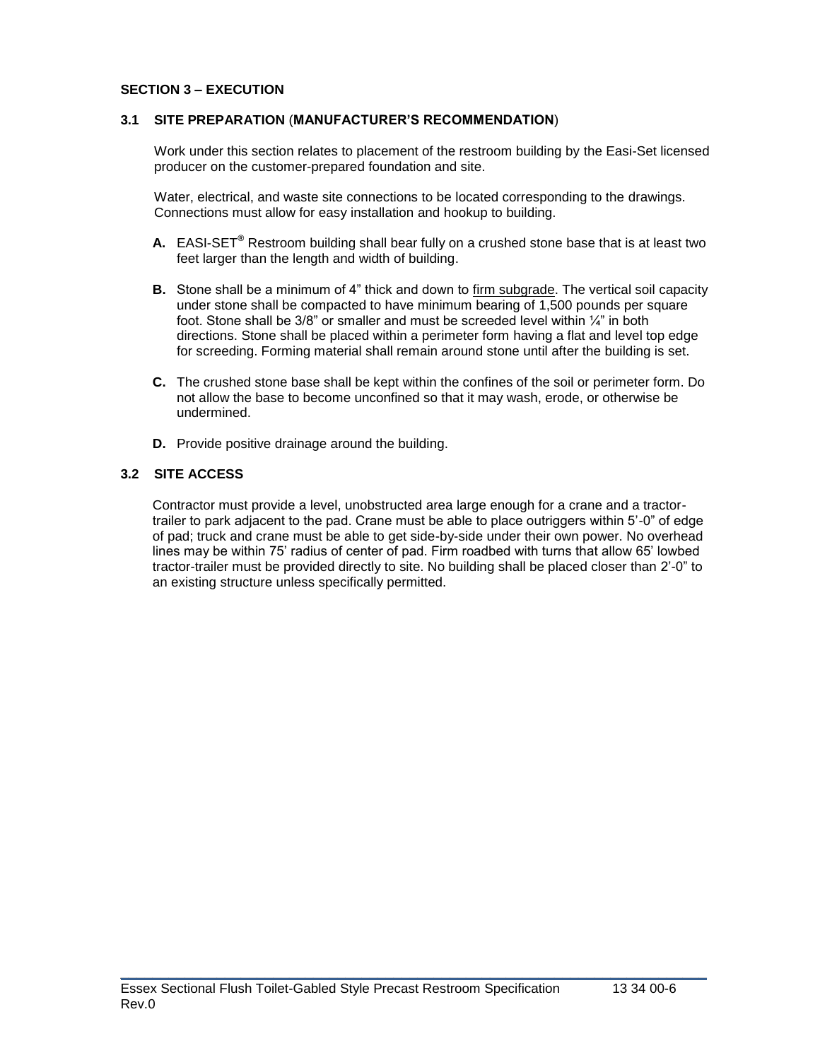## SECTION 3 – EXECUTION

### 3.1 SITE PREPARATION (**MANUFACTURER'S RECOMMENDATION**)

Work under this section relates to placement of the restroom building by the Easi-Set licensed producer on the customer-prepared foundation and site.

Water, electrical, and waste site connections to be located corresponding to the drawings. Connections must allow for easy installation and hookup to building.

**A.** EASI-SET® Restroom building shall bear fully on a crushed stone base that is at least two feet larger than the length and width of building.

**B.** Stone shall be a minimum of 4" thick and down to <u>firm subgrade</u>. The vertical soil capacity under stone shall be compacted to have minimum bearing of 1,500 pounds per square foot. Stone shall be 3/8" or smaller and must be screeded level within ¼" in both directions. Stone shall be placed within a perimeter form having a flat and level top edge for screeding. Forming material shall remain around stone until after the building is set.

**C.** The crushed stone base shall be kept within the confines of the soil or perimeter form. Do not allow the base to become unconfined so that it may wash, erode, or otherwise be undermined.

**D.** Provide positive drainage around the building.

### 3.2 SITE ACCESS

Contractor must provide a level, unobstructed area large enough for a crane and a tractor-trailer to park adjacent to the pad. Crane must be able to place outriggers within 5'-0" of edge of pad; truck and crane must be able to get side-by-side under their own power. No overhead lines may be within 75' radius of center of pad. Firm roadbed with turns that allow 65' lowbed tractor-trailer must be provided directly to site. No building shall be placed closer than 2'-0" to an existing structure unless specifically permitted.